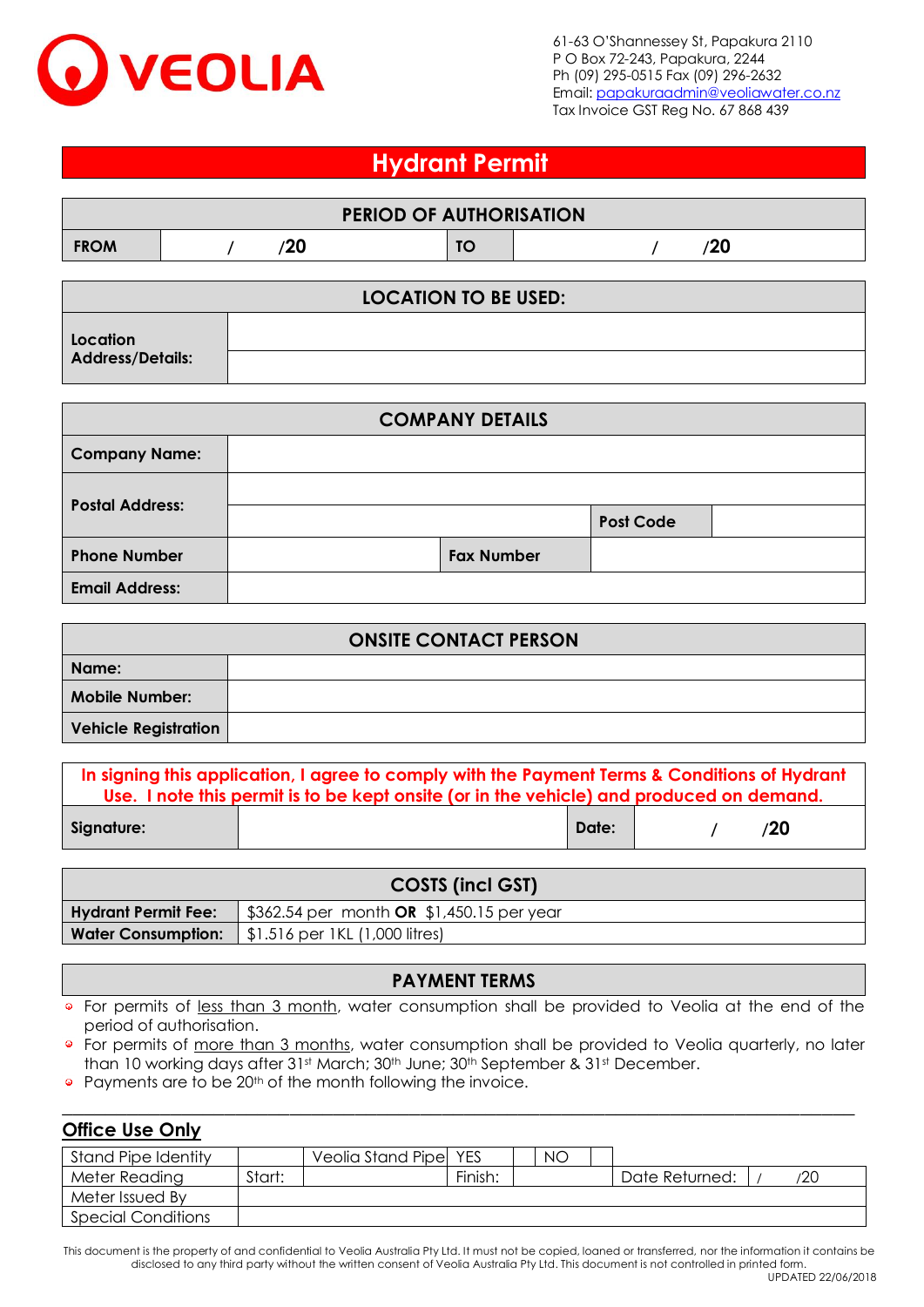VEOLIA

61-63 O'Shannessey St, Papakura 2110
P O Box 72-243, Papakura, 2244
Ph (09) 295-0515 Fax (09) 296-2632
Email: papakuraadmin@veoliawater.co.nz
Tax Invoice GST Reg No. 67 868 439

# Hydrant Permit

| PERIOD OF AUTHORISATION | | | |
|---|---|---|---|
| **FROM** | / /20 | **TO** | / /20 |

| LOCATION TO BE USED: | |
|---|---|
| **Location Address/Details:** | |
| | |

| COMPANY DETAILS | | | |
|---|---|---|---|
| **Company Name:** | | | |
| **Postal Address:** | | | |
| | | **Post Code** | |
| **Phone Number** | | **Fax Number** | |
| **Email Address:** | | | |

| ONSITE CONTACT PERSON | |
|---|---|
| **Name:** | |
| **Mobile Number:** | |
| **Vehicle Registration** | |

**In signing this application, I agree to comply with the Payment Terms & Conditions of Hydrant Use. I note this permit is to be kept onsite (or in the vehicle) and produced on demand.**

| **Signature:** | | **Date:** | / /20 |
|---|---|---|---|

| COSTS (incl GST) | |
|---|---|
| **Hydrant Permit Fee:** | $362.54 per month **OR** $1,450.15 per year |
| **Water Consumption:** | $1.516 per 1KL (1,000 litres) |

## PAYMENT TERMS

- For permits of less than 3 month, water consumption shall be provided to Veolia at the end of the period of authorisation.
- For permits of more than 3 months, water consumption shall be provided to Veolia quarterly, no later than 10 working days after 31st March; 30th June; 30th September & 31st December.
- Payments are to be 20th of the month following the invoice.

## Office Use Only

| Stand Pipe Identity | | Veolia Stand Pipe | YES | | NO | | | |
|---|---|---|---|---|---|---|---|---|
| Meter Reading | Start: | | Finish: | | | | Date Returned: | / /20 |
| Meter Issued By | | | | | | | | |
| Special Conditions | | | | | | | | |

This document is the property of and confidential to Veolia Australia Pty Ltd. It must not be copied, loaned or transferred, nor the information it contains be disclosed to any third party without the written consent of Veolia Australia Pty Ltd. This document is not controlled in printed form.

UPDATED 22/06/2018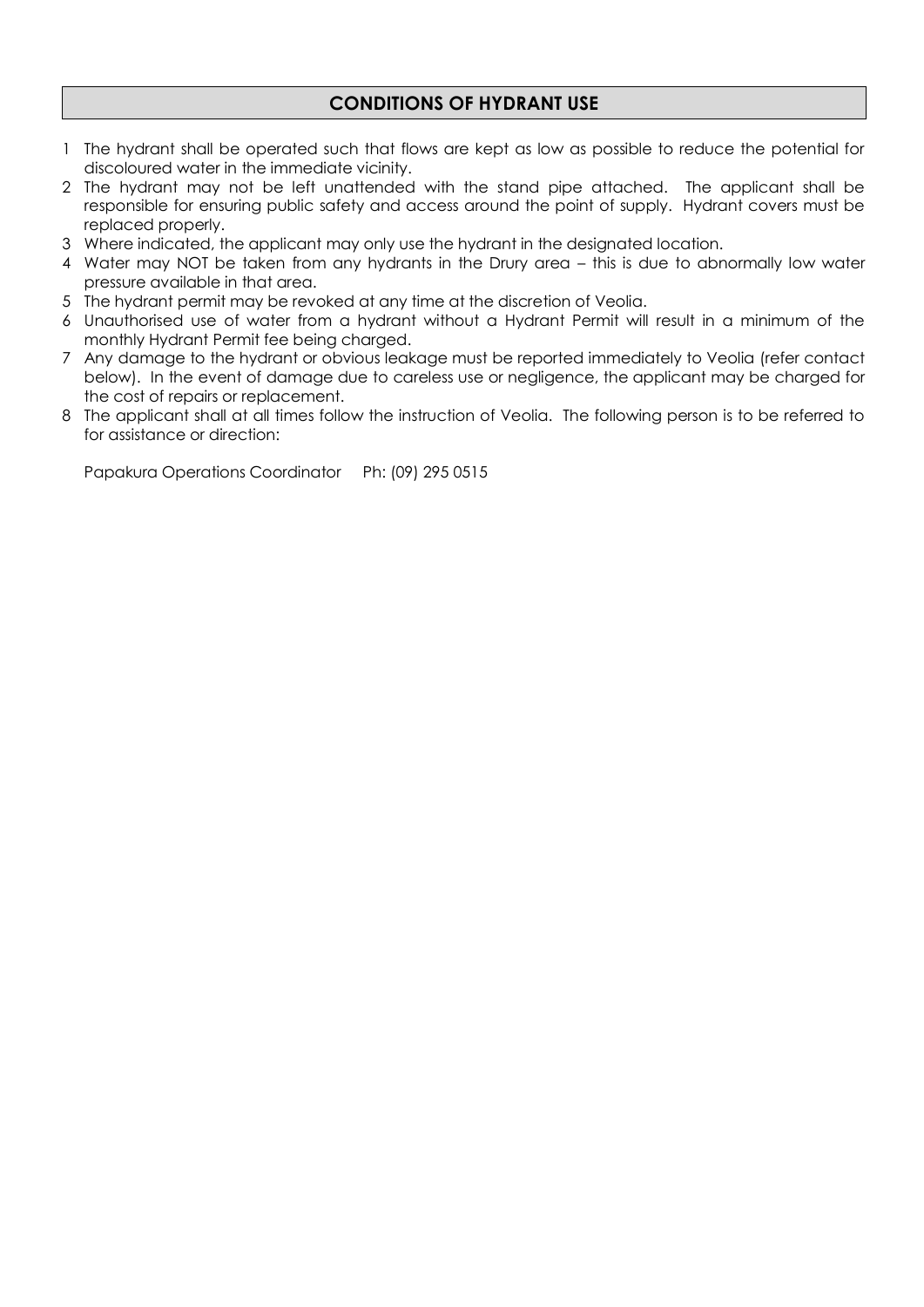## CONDITIONS OF HYDRANT USE

1. The hydrant shall be operated such that flows are kept as low as possible to reduce the potential for discoloured water in the immediate vicinity.
2. The hydrant may not be left unattended with the stand pipe attached. The applicant shall be responsible for ensuring public safety and access around the point of supply. Hydrant covers must be replaced properly.
3. Where indicated, the applicant may only use the hydrant in the designated location.
4. Water may NOT be taken from any hydrants in the Drury area – this is due to abnormally low water pressure available in that area.
5. The hydrant permit may be revoked at any time at the discretion of Veolia.
6. Unauthorised use of water from a hydrant without a Hydrant Permit will result in a minimum of the monthly Hydrant Permit fee being charged.
7. Any damage to the hydrant or obvious leakage must be reported immediately to Veolia (refer contact below). In the event of damage due to careless use or negligence, the applicant may be charged for the cost of repairs or replacement.
8. The applicant shall at all times follow the instruction of Veolia. The following person is to be referred to for assistance or direction:

   Papakura Operations Coordinator    Ph: (09) 295 0515